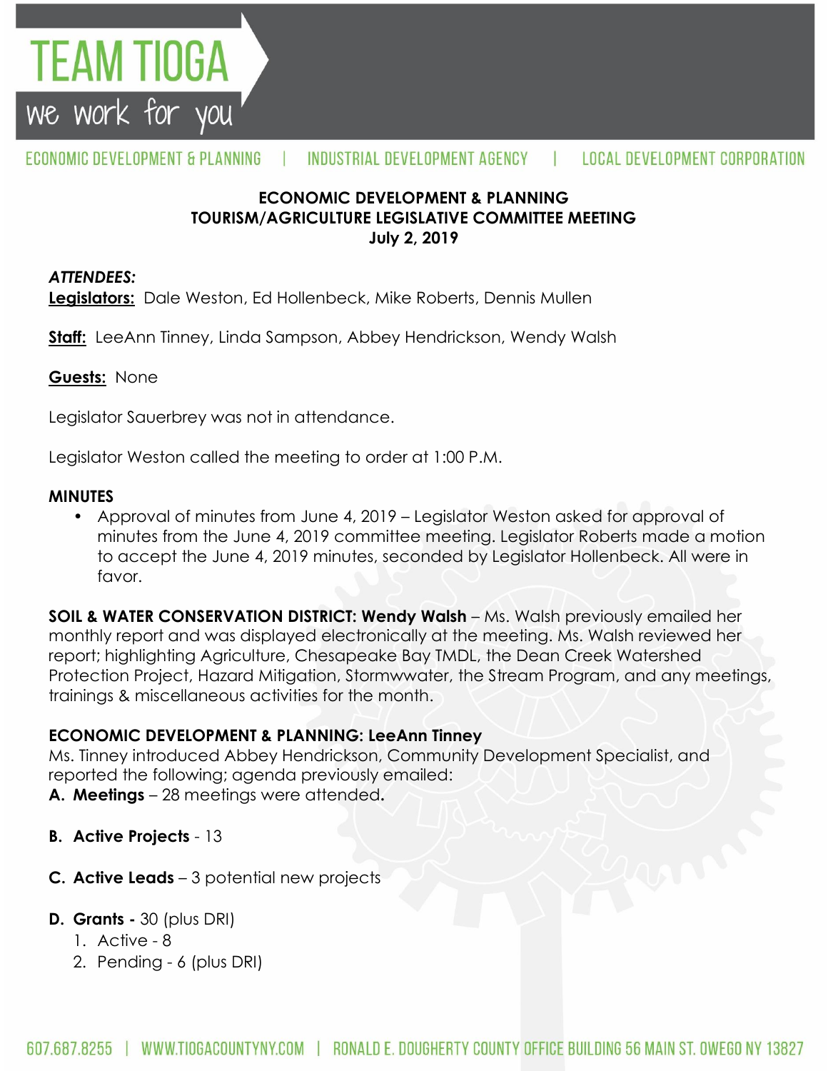# ECONOMIC DEVELOPMENT & PLANNING
## TOURISM/AGRICULTURE LEGISLATIVE COMMITTEE MEETING
### July 2, 2019

***ATTENDEES:***

**Legislators:** Dale Weston, Ed Hollenbeck, Mike Roberts, Dennis Mullen

**Staff:** LeeAnn Tinney, Linda Sampson, Abbey Hendrickson, Wendy Walsh

**Guests:** None

Legislator Sauerbrey was not in attendance.

Legislator Weston called the meeting to order at 1:00 P.M.

**MINUTES**

- Approval of minutes from June 4, 2019 – Legislator Weston asked for approval of minutes from the June 4, 2019 committee meeting. Legislator Roberts made a motion to accept the June 4, 2019 minutes, seconded by Legislator Hollenbeck. All were in favor.

**SOIL & WATER CONSERVATION DISTRICT: Wendy Walsh** – Ms. Walsh previously emailed her monthly report and was displayed electronically at the meeting. Ms. Walsh reviewed her report; highlighting Agriculture, Chesapeake Bay TMDL, the Dean Creek Watershed Protection Project, Hazard Mitigation, Stormwwater, the Stream Program, and any meetings, trainings & miscellaneous activities for the month.

**ECONOMIC DEVELOPMENT & PLANNING: LeeAnn Tinney**

Ms. Tinney introduced Abbey Hendrickson, Community Development Specialist, and reported the following; agenda previously emailed:

**A. Meetings** – 28 meetings were attended.

**B. Active Projects** - 13

**C. Active Leads** – 3 potential new projects

**D. Grants -** 30 (plus DRI)

1. Active - 8
2. Pending - 6 (plus DRI)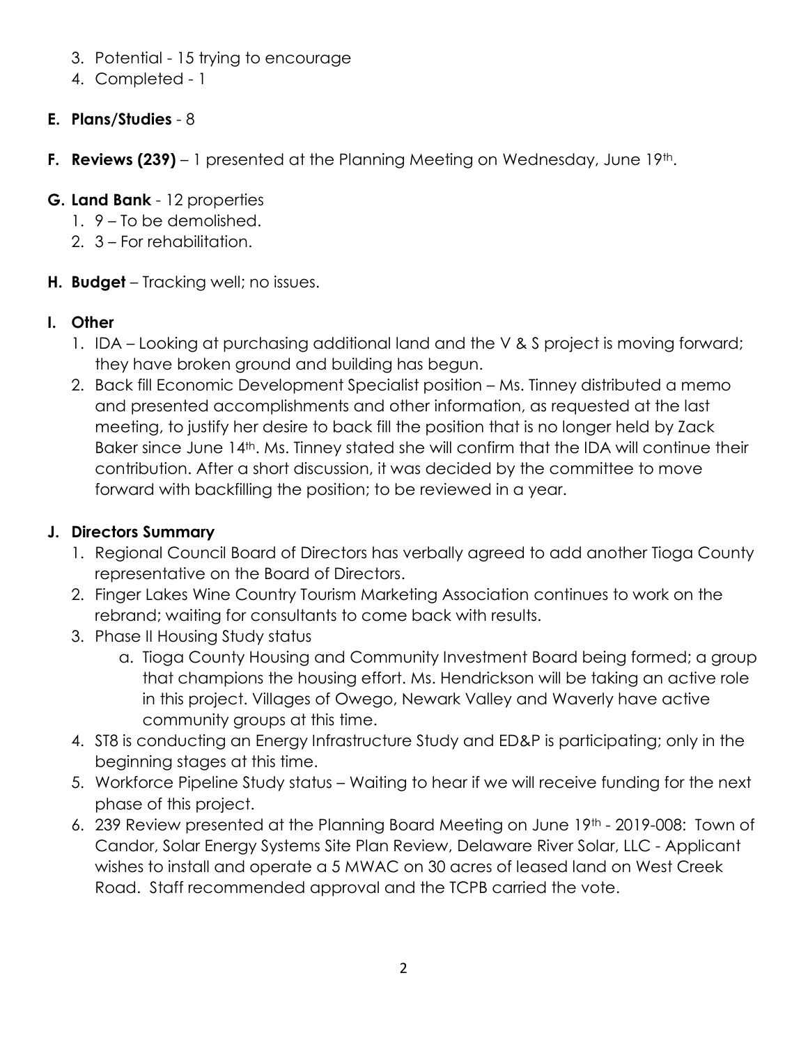3. Potential - 15 trying to encourage
4. Completed - 1

**E. Plans/Studies** - 8

**F. Reviews (239)** – 1 presented at the Planning Meeting on Wednesday, June 19th.

**G. Land Bank** - 12 properties

1. 9 – To be demolished.
2. 3 – For rehabilitation.

**H. Budget** – Tracking well; no issues.

**I. Other**

1. IDA – Looking at purchasing additional land and the V & S project is moving forward; they have broken ground and building has begun.
2. Back fill Economic Development Specialist position – Ms. Tinney distributed a memo and presented accomplishments and other information, as requested at the last meeting, to justify her desire to back fill the position that is no longer held by Zack Baker since June 14th. Ms. Tinney stated she will confirm that the IDA will continue their contribution. After a short discussion, it was decided by the committee to move forward with backfilling the position; to be reviewed in a year.

**J. Directors Summary**

1. Regional Council Board of Directors has verbally agreed to add another Tioga County representative on the Board of Directors.
2. Finger Lakes Wine Country Tourism Marketing Association continues to work on the rebrand; waiting for consultants to come back with results.
3. Phase II Housing Study status
   a. Tioga County Housing and Community Investment Board being formed; a group that champions the housing effort. Ms. Hendrickson will be taking an active role in this project. Villages of Owego, Newark Valley and Waverly have active community groups at this time.
4. ST8 is conducting an Energy Infrastructure Study and ED&P is participating; only in the beginning stages at this time.
5. Workforce Pipeline Study status – Waiting to hear if we will receive funding for the next phase of this project.
6. 239 Review presented at the Planning Board Meeting on June 19th - 2019-008: Town of Candor, Solar Energy Systems Site Plan Review, Delaware River Solar, LLC - Applicant wishes to install and operate a 5 MWAC on 30 acres of leased land on West Creek Road. Staff recommended approval and the TCPB carried the vote.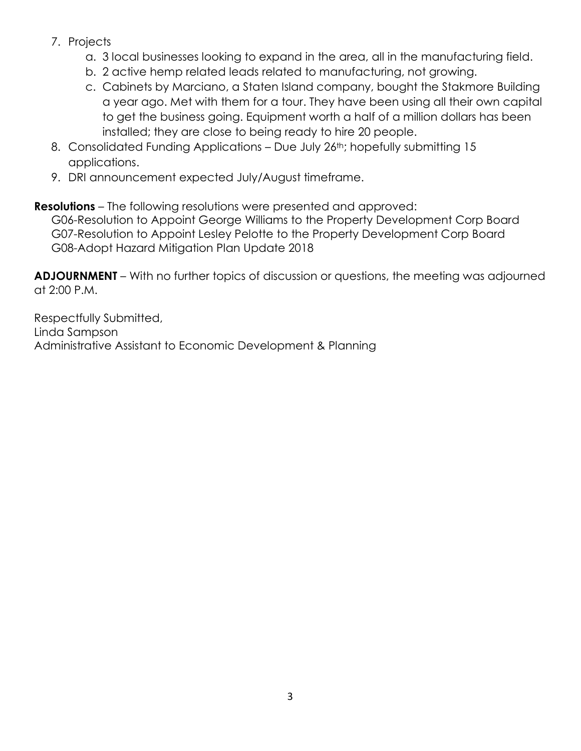7. Projects
    a. 3 local businesses looking to expand in the area, all in the manufacturing field.
    b. 2 active hemp related leads related to manufacturing, not growing.
    c. Cabinets by Marciano, a Staten Island company, bought the Stakmore Building a year ago. Met with them for a tour. They have been using all their own capital to get the business going. Equipment worth a half of a million dollars has been installed; they are close to being ready to hire 20 people.
8. Consolidated Funding Applications – Due July 26th; hopefully submitting 15 applications.
9. DRI announcement expected July/August timeframe.

**Resolutions** – The following resolutions were presented and approved:
G06-Resolution to Appoint George Williams to the Property Development Corp Board
G07-Resolution to Appoint Lesley Pelotte to the Property Development Corp Board
G08-Adopt Hazard Mitigation Plan Update 2018

**ADJOURNMENT** – With no further topics of discussion or questions, the meeting was adjourned at 2:00 P.M.

Respectfully Submitted,
Linda Sampson
Administrative Assistant to Economic Development & Planning